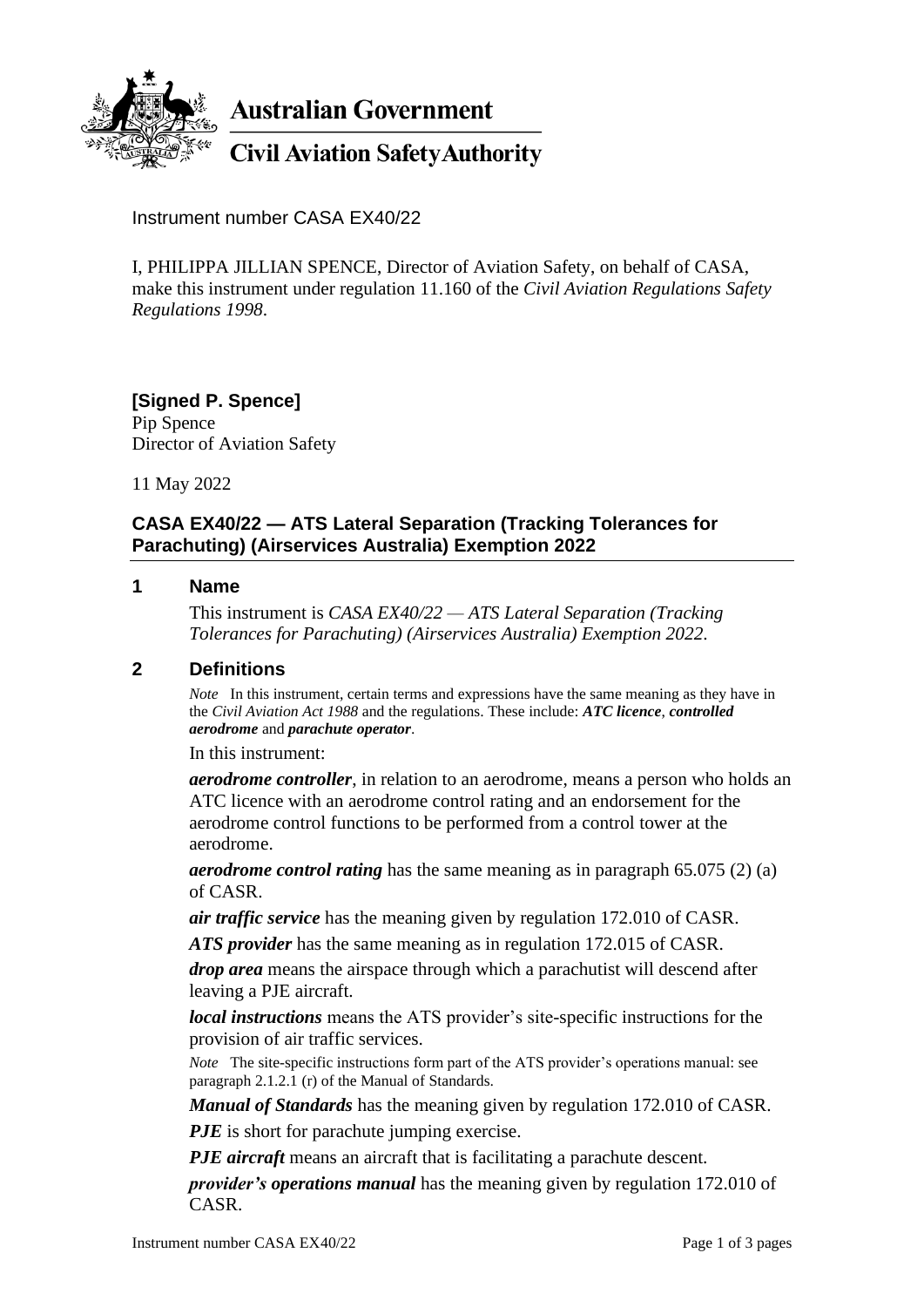**Australian Government**

**Civil Aviation Safety Authority**

Instrument number CASA EX40/22

I, PHILIPPA JILLIAN SPENCE, Director of Aviation Safety, on behalf of CASA, make this instrument under regulation 11.160 of the *Civil Aviation Regulations Safety Regulations 1998*.

**[Signed P. Spence]**
Pip Spence
Director of Aviation Safety

11 May 2022

## CASA EX40/22 — ATS Lateral Separation (Tracking Tolerances for Parachuting) (Airservices Australia) Exemption 2022

### 1 Name

This instrument is *CASA EX40/22 — ATS Lateral Separation (Tracking Tolerances for Parachuting) (Airservices Australia) Exemption 2022*.

### 2 Definitions

*Note* In this instrument, certain terms and expressions have the same meaning as they have in the *Civil Aviation Act 1988* and the regulations. These include: ***ATC licence***, ***controlled aerodrome*** and ***parachute operator***.

In this instrument:

***aerodrome controller***, in relation to an aerodrome, means a person who holds an ATC licence with an aerodrome control rating and an endorsement for the aerodrome control functions to be performed from a control tower at the aerodrome.

***aerodrome control rating*** has the same meaning as in paragraph 65.075 (2) (a) of CASR.

***air traffic service*** has the meaning given by regulation 172.010 of CASR.

***ATS provider*** has the same meaning as in regulation 172.015 of CASR.

***drop area*** means the airspace through which a parachutist will descend after leaving a PJE aircraft.

***local instructions*** means the ATS provider's site-specific instructions for the provision of air traffic services.

*Note* The site-specific instructions form part of the ATS provider's operations manual: see paragraph 2.1.2.1 (r) of the Manual of Standards.

***Manual of Standards*** has the meaning given by regulation 172.010 of CASR.

***PJE*** is short for parachute jumping exercise.

***PJE aircraft*** means an aircraft that is facilitating a parachute descent.

***provider's operations manual*** has the meaning given by regulation 172.010 of CASR.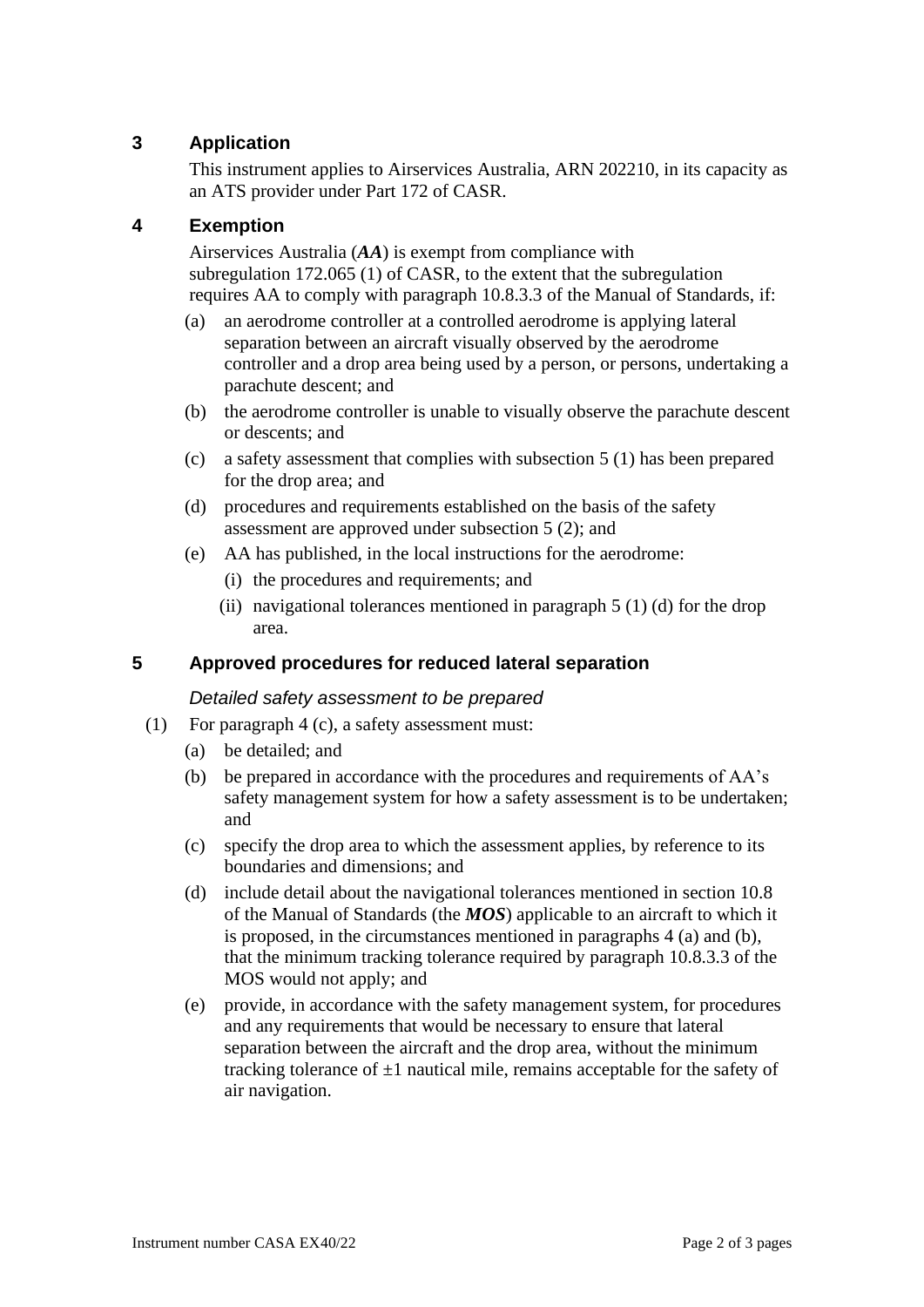## 3 Application

This instrument applies to Airservices Australia, ARN 202210, in its capacity as an ATS provider under Part 172 of CASR.

## 4 Exemption

Airservices Australia (***AA***) is exempt from compliance with subregulation 172.065 (1) of CASR, to the extent that the subregulation requires AA to comply with paragraph 10.8.3.3 of the Manual of Standards, if:

(a) an aerodrome controller at a controlled aerodrome is applying lateral separation between an aircraft visually observed by the aerodrome controller and a drop area being used by a person, or persons, undertaking a parachute descent; and

(b) the aerodrome controller is unable to visually observe the parachute descent or descents; and

(c) a safety assessment that complies with subsection 5 (1) has been prepared for the drop area; and

(d) procedures and requirements established on the basis of the safety assessment are approved under subsection 5 (2); and

(e) AA has published, in the local instructions for the aerodrome:

(i) the procedures and requirements; and

(ii) navigational tolerances mentioned in paragraph 5 (1) (d) for the drop area.

## 5 Approved procedures for reduced lateral separation

*Detailed safety assessment to be prepared*

(1) For paragraph 4 (c), a safety assessment must:

(a) be detailed; and

(b) be prepared in accordance with the procedures and requirements of AA's safety management system for how a safety assessment is to be undertaken; and

(c) specify the drop area to which the assessment applies, by reference to its boundaries and dimensions; and

(d) include detail about the navigational tolerances mentioned in section 10.8 of the Manual of Standards (the ***MOS***) applicable to an aircraft to which it is proposed, in the circumstances mentioned in paragraphs 4 (a) and (b), that the minimum tracking tolerance required by paragraph 10.8.3.3 of the MOS would not apply; and

(e) provide, in accordance with the safety management system, for procedures and any requirements that would be necessary to ensure that lateral separation between the aircraft and the drop area, without the minimum tracking tolerance of ±1 nautical mile, remains acceptable for the safety of air navigation.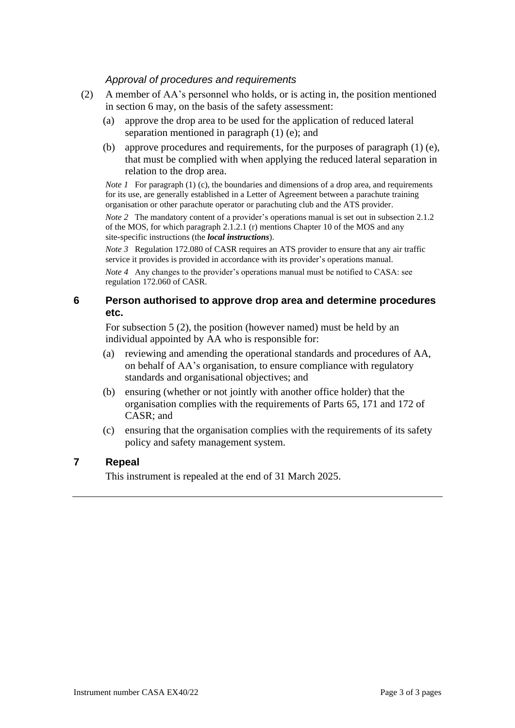*Approval of procedures and requirements*

(2) A member of AA's personnel who holds, or is acting in, the position mentioned in section 6 may, on the basis of the safety assessment:

(a) approve the drop area to be used for the application of reduced lateral separation mentioned in paragraph (1) (e); and

(b) approve procedures and requirements, for the purposes of paragraph (1) (e), that must be complied with when applying the reduced lateral separation in relation to the drop area.

*Note 1* For paragraph (1) (c), the boundaries and dimensions of a drop area, and requirements for its use, are generally established in a Letter of Agreement between a parachute training organisation or other parachute operator or parachuting club and the ATS provider.

*Note 2* The mandatory content of a provider's operations manual is set out in subsection 2.1.2 of the MOS, for which paragraph 2.1.2.1 (r) mentions Chapter 10 of the MOS and any site-specific instructions (the ***local instructions***).

*Note 3* Regulation 172.080 of CASR requires an ATS provider to ensure that any air traffic service it provides is provided in accordance with its provider's operations manual.

*Note 4* Any changes to the provider's operations manual must be notified to CASA: see regulation 172.060 of CASR.

## 6 Person authorised to approve drop area and determine procedures etc.

For subsection 5 (2), the position (however named) must be held by an individual appointed by AA who is responsible for:

(a) reviewing and amending the operational standards and procedures of AA, on behalf of AA's organisation, to ensure compliance with regulatory standards and organisational objectives; and

(b) ensuring (whether or not jointly with another office holder) that the organisation complies with the requirements of Parts 65, 171 and 172 of CASR; and

(c) ensuring that the organisation complies with the requirements of its safety policy and safety management system.

## 7 Repeal

This instrument is repealed at the end of 31 March 2025.